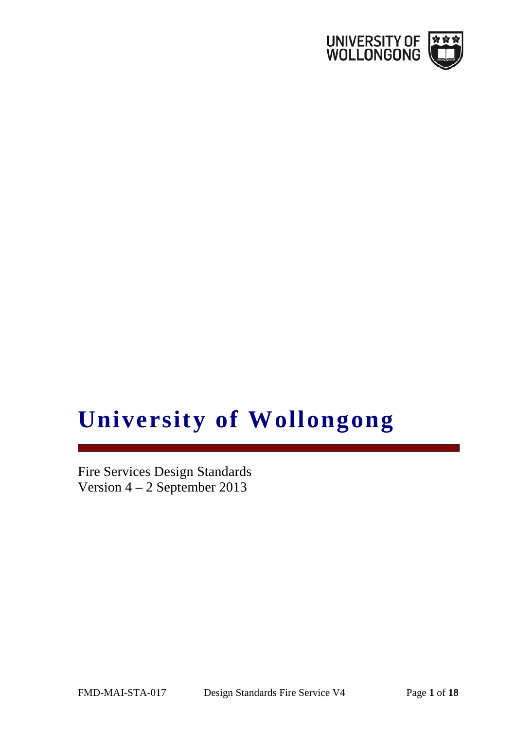# University of Wollongong

Fire Services Design Standards
Version 4 – 2 September 2013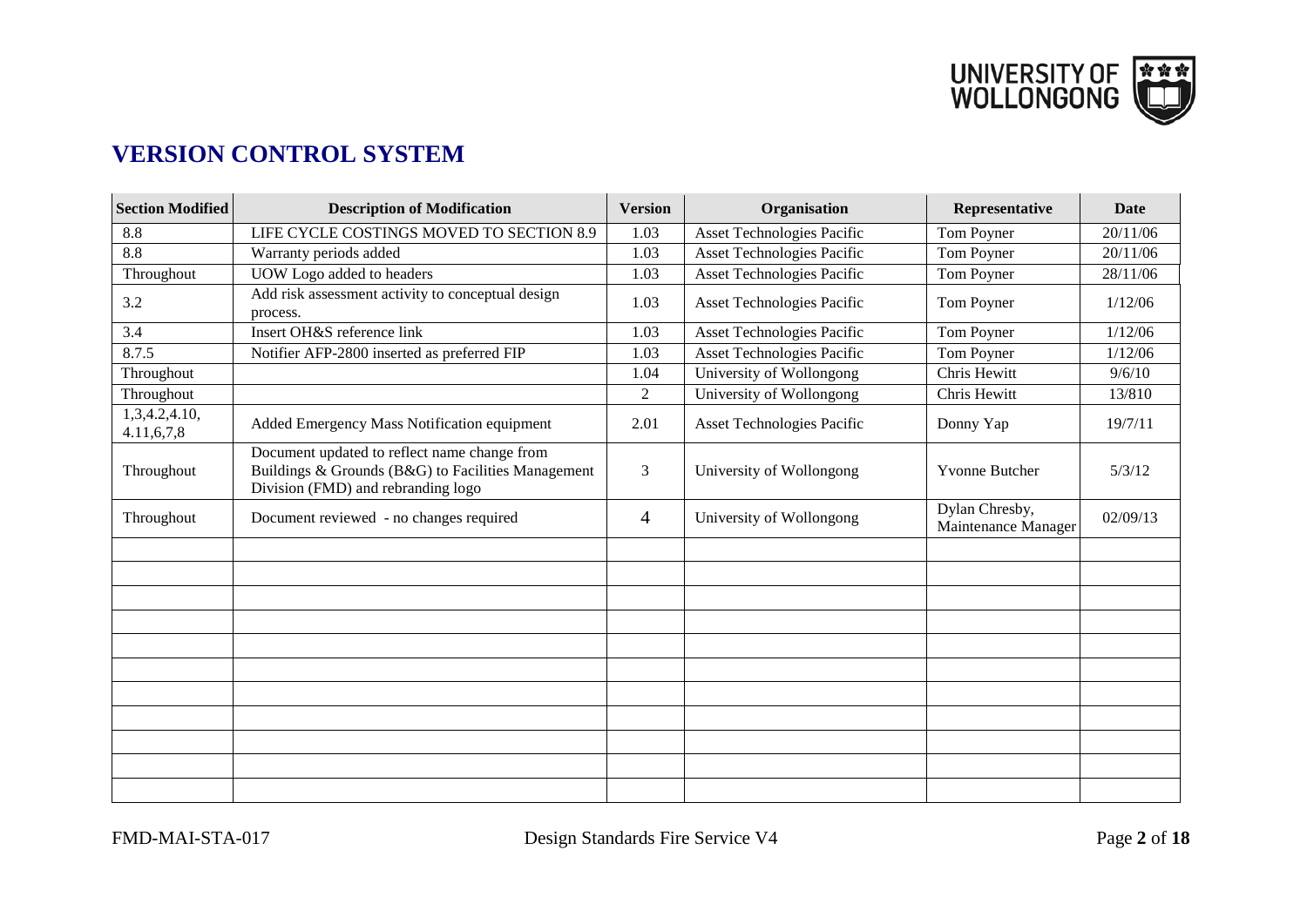## VERSION CONTROL SYSTEM

| Section Modified | Description of Modification | Version | Organisation | Representative | Date |
|---|---|---|---|---|---|
| 8.8 | LIFE CYCLE COSTINGS MOVED TO SECTION 8.9 | 1.03 | Asset Technologies Pacific | Tom Poyner | 20/11/06 |
| 8.8 | Warranty periods added | 1.03 | Asset Technologies Pacific | Tom Poyner | 20/11/06 |
| Throughout | UOW Logo added to headers | 1.03 | Asset Technologies Pacific | Tom Poyner | 28/11/06 |
| 3.2 | Add risk assessment activity to conceptual design process. | 1.03 | Asset Technologies Pacific | Tom Poyner | 1/12/06 |
| 3.4 | Insert OH&S reference link | 1.03 | Asset Technologies Pacific | Tom Poyner | 1/12/06 |
| 8.7.5 | Notifier AFP-2800 inserted as preferred FIP | 1.03 | Asset Technologies Pacific | Tom Poyner | 1/12/06 |
| Throughout | | 1.04 | University of Wollongong | Chris Hewitt | 9/6/10 |
| Throughout | | 2 | University of Wollongong | Chris Hewitt | 13/810 |
| 1,3,4.2,4.10, 4.11,6,7,8 | Added Emergency Mass Notification equipment | 2.01 | Asset Technologies Pacific | Donny Yap | 19/7/11 |
| Throughout | Document updated to reflect name change from Buildings & Grounds (B&G) to Facilities Management Division (FMD) and rebranding logo | 3 | University of Wollongong | Yvonne Butcher | 5/3/12 |
| Throughout | Document reviewed - no changes required | 4 | University of Wollongong | Dylan Chresby, Maintenance Manager | 02/09/13 |
| | | | | | |
| | | | | | |
| | | | | | |
| | | | | | |
| | | | | | |
| | | | | | |
| | | | | | |
| | | | | | |
| | | | | | |
| | | | | | |
| | | | | | |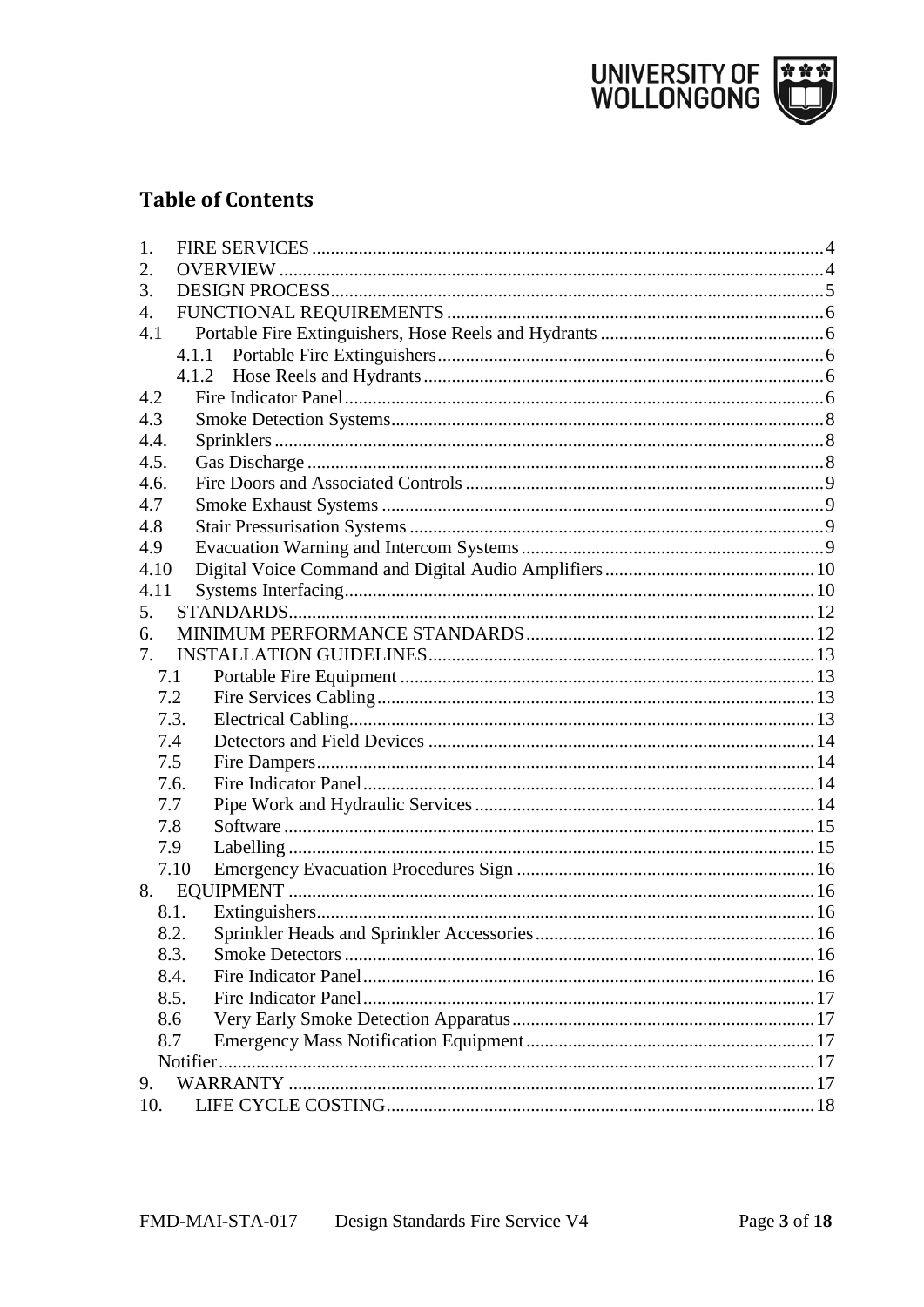## Table of Contents

1. FIRE SERVICES ........ 4
2. OVERVIEW ........ 4
3. DESIGN PROCESS ........ 5
4. FUNCTIONAL REQUIREMENTS ........ 6
4.1 Portable Fire Extinguishers, Hose Reels and Hydrants ........ 6
   4.1.1 Portable Fire Extinguishers ........ 6
   4.1.2 Hose Reels and Hydrants ........ 6
4.2 Fire Indicator Panel ........ 6
4.3 Smoke Detection Systems ........ 8
4.4. Sprinklers ........ 8
4.5. Gas Discharge ........ 8
4.6. Fire Doors and Associated Controls ........ 9
4.7 Smoke Exhaust Systems ........ 9
4.8 Stair Pressurisation Systems ........ 9
4.9 Evacuation Warning and Intercom Systems ........ 9
4.10 Digital Voice Command and Digital Audio Amplifiers ........ 10
4.11 Systems Interfacing ........ 10
5. STANDARDS ........ 12
6. MINIMUM PERFORMANCE STANDARDS ........ 12
7. INSTALLATION GUIDELINES ........ 13
   7.1 Portable Fire Equipment ........ 13
   7.2 Fire Services Cabling ........ 13
   7.3. Electrical Cabling ........ 13
   7.4 Detectors and Field Devices ........ 14
   7.5 Fire Dampers ........ 14
   7.6. Fire Indicator Panel ........ 14
   7.7 Pipe Work and Hydraulic Services ........ 14
   7.8 Software ........ 15
   7.9 Labelling ........ 15
   7.10 Emergency Evacuation Procedures Sign ........ 16
8. EQUIPMENT ........ 16
   8.1. Extinguishers ........ 16
   8.2. Sprinkler Heads and Sprinkler Accessories ........ 16
   8.3. Smoke Detectors ........ 16
   8.4. Fire Indicator Panel ........ 16
   8.5. Fire Indicator Panel ........ 17
   8.6 Very Early Smoke Detection Apparatus ........ 17
   8.7 Emergency Mass Notification Equipment ........ 17
   Notifier ........ 17
9. WARRANTY ........ 17
10. LIFE CYCLE COSTING ........ 18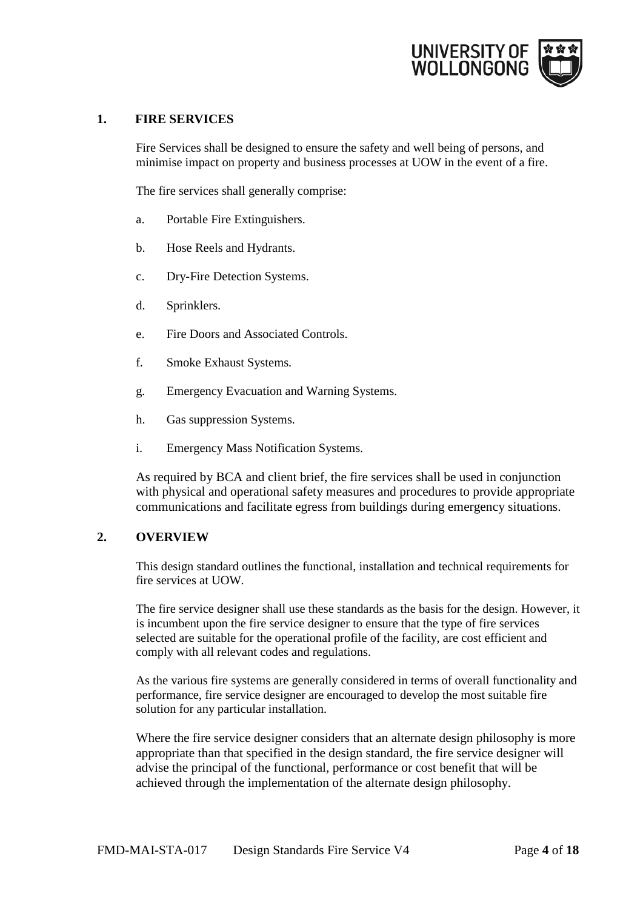## 1. FIRE SERVICES

Fire Services shall be designed to ensure the safety and well being of persons, and minimise impact on property and business processes at UOW in the event of a fire.

The fire services shall generally comprise:

a. Portable Fire Extinguishers.

b. Hose Reels and Hydrants.

c. Dry-Fire Detection Systems.

d. Sprinklers.

e. Fire Doors and Associated Controls.

f. Smoke Exhaust Systems.

g. Emergency Evacuation and Warning Systems.

h. Gas suppression Systems.

i. Emergency Mass Notification Systems.

As required by BCA and client brief, the fire services shall be used in conjunction with physical and operational safety measures and procedures to provide appropriate communications and facilitate egress from buildings during emergency situations.

## 2. OVERVIEW

This design standard outlines the functional, installation and technical requirements for fire services at UOW.

The fire service designer shall use these standards as the basis for the design. However, it is incumbent upon the fire service designer to ensure that the type of fire services selected are suitable for the operational profile of the facility, are cost efficient and comply with all relevant codes and regulations.

As the various fire systems are generally considered in terms of overall functionality and performance, fire service designer are encouraged to develop the most suitable fire solution for any particular installation.

Where the fire service designer considers that an alternate design philosophy is more appropriate than that specified in the design standard, the fire service designer will advise the principal of the functional, performance or cost benefit that will be achieved through the implementation of the alternate design philosophy.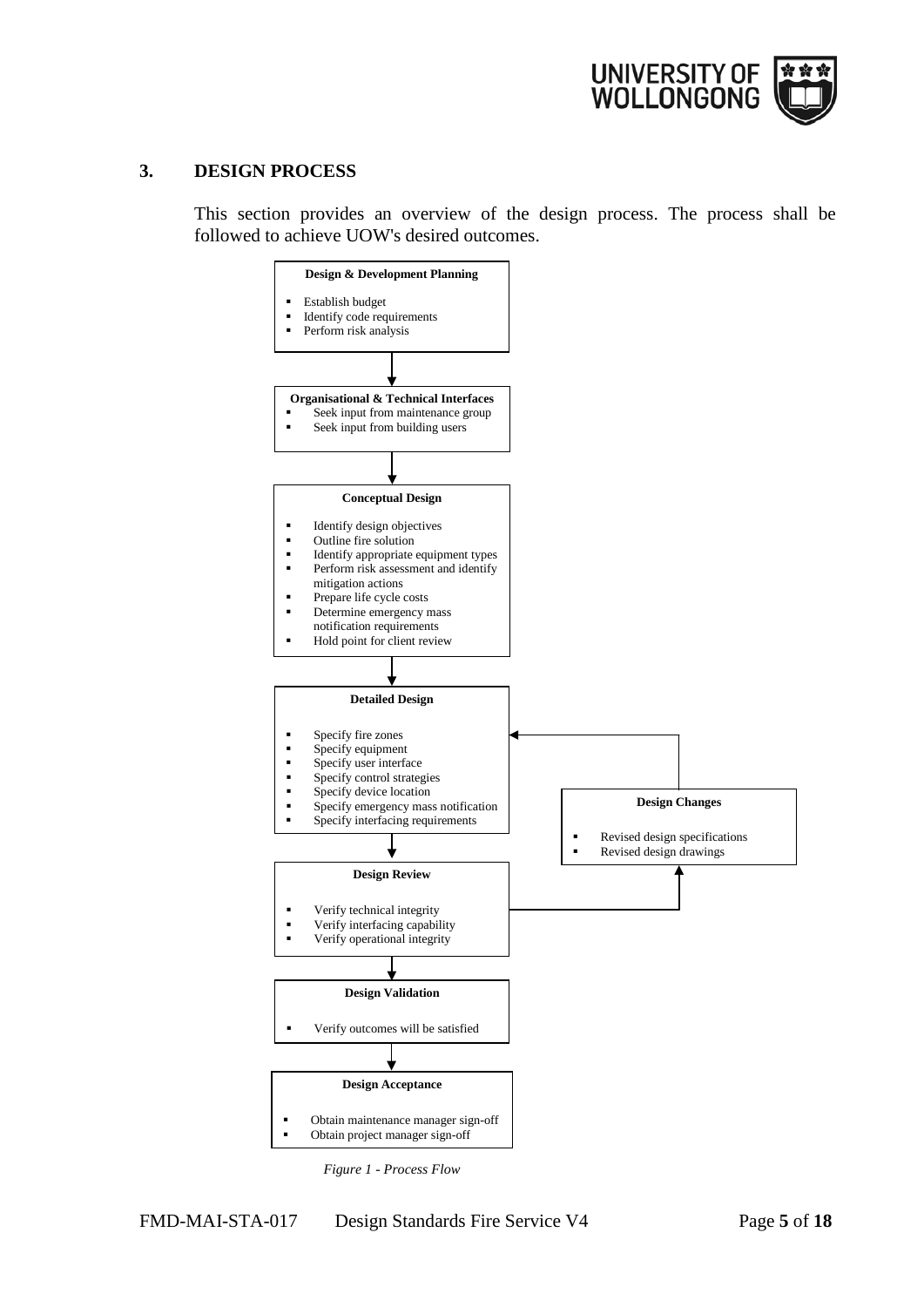## 3. DESIGN PROCESS

This section provides an overview of the design process. The process shall be followed to achieve UOW's desired outcomes.

**Design & Development Planning**

- Establish budget
- Identify code requirements
- Perform risk analysis

↓

**Organisational & Technical Interfaces**

- Seek input from maintenance group
- Seek input from building users

↓

**Conceptual Design**

- Identify design objectives
- Outline fire solution
- Identify appropriate equipment types
- Perform risk assessment and identify mitigation actions
- Prepare life cycle costs
- Determine emergency mass notification requirements
- Hold point for client review

↓

**Detailed Design**

- Specify fire zones
- Specify equipment
- Specify user interface
- Specify control strategies
- Specify device location
- Specify emergency mass notification
- Specify interfacing requirements

↓

**Design Review**

- Verify technical integrity
- Verify interfacing capability
- Verify operational integrity

(Design Review → Design Changes → Detailed Design)

**Design Changes**

- Revised design specifications
- Revised design drawings

↓

**Design Validation**

- Verify outcomes will be satisfied

↓

**Design Acceptance**

- Obtain maintenance manager sign-off
- Obtain project manager sign-off

*Figure 1 - Process Flow*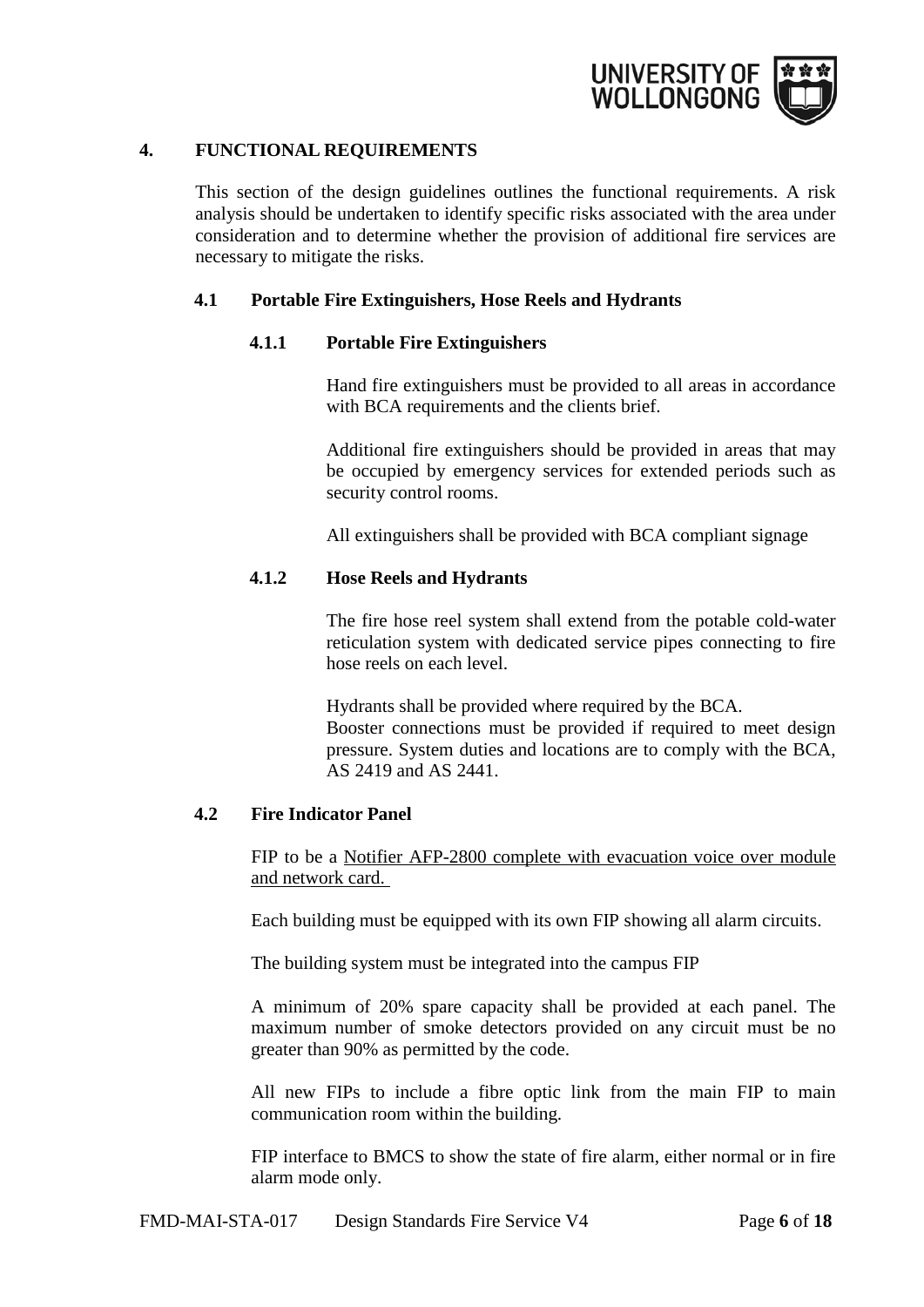## 4. FUNCTIONAL REQUIREMENTS

This section of the design guidelines outlines the functional requirements. A risk analysis should be undertaken to identify specific risks associated with the area under consideration and to determine whether the provision of additional fire services are necessary to mitigate the risks.

### 4.1 Portable Fire Extinguishers, Hose Reels and Hydrants

#### 4.1.1 Portable Fire Extinguishers

Hand fire extinguishers must be provided to all areas in accordance with BCA requirements and the clients brief.

Additional fire extinguishers should be provided in areas that may be occupied by emergency services for extended periods such as security control rooms.

All extinguishers shall be provided with BCA compliant signage

#### 4.1.2 Hose Reels and Hydrants

The fire hose reel system shall extend from the potable cold-water reticulation system with dedicated service pipes connecting to fire hose reels on each level.

Hydrants shall be provided where required by the BCA.
Booster connections must be provided if required to meet design pressure. System duties and locations are to comply with the BCA, AS 2419 and AS 2441.

### 4.2 Fire Indicator Panel

FIP to be a <u>Notifier AFP-2800 complete with evacuation voice over module and network card.</u>

Each building must be equipped with its own FIP showing all alarm circuits.

The building system must be integrated into the campus FIP

A minimum of 20% spare capacity shall be provided at each panel. The maximum number of smoke detectors provided on any circuit must be no greater than 90% as permitted by the code.

All new FIPs to include a fibre optic link from the main FIP to main communication room within the building.

FIP interface to BMCS to show the state of fire alarm, either normal or in fire alarm mode only.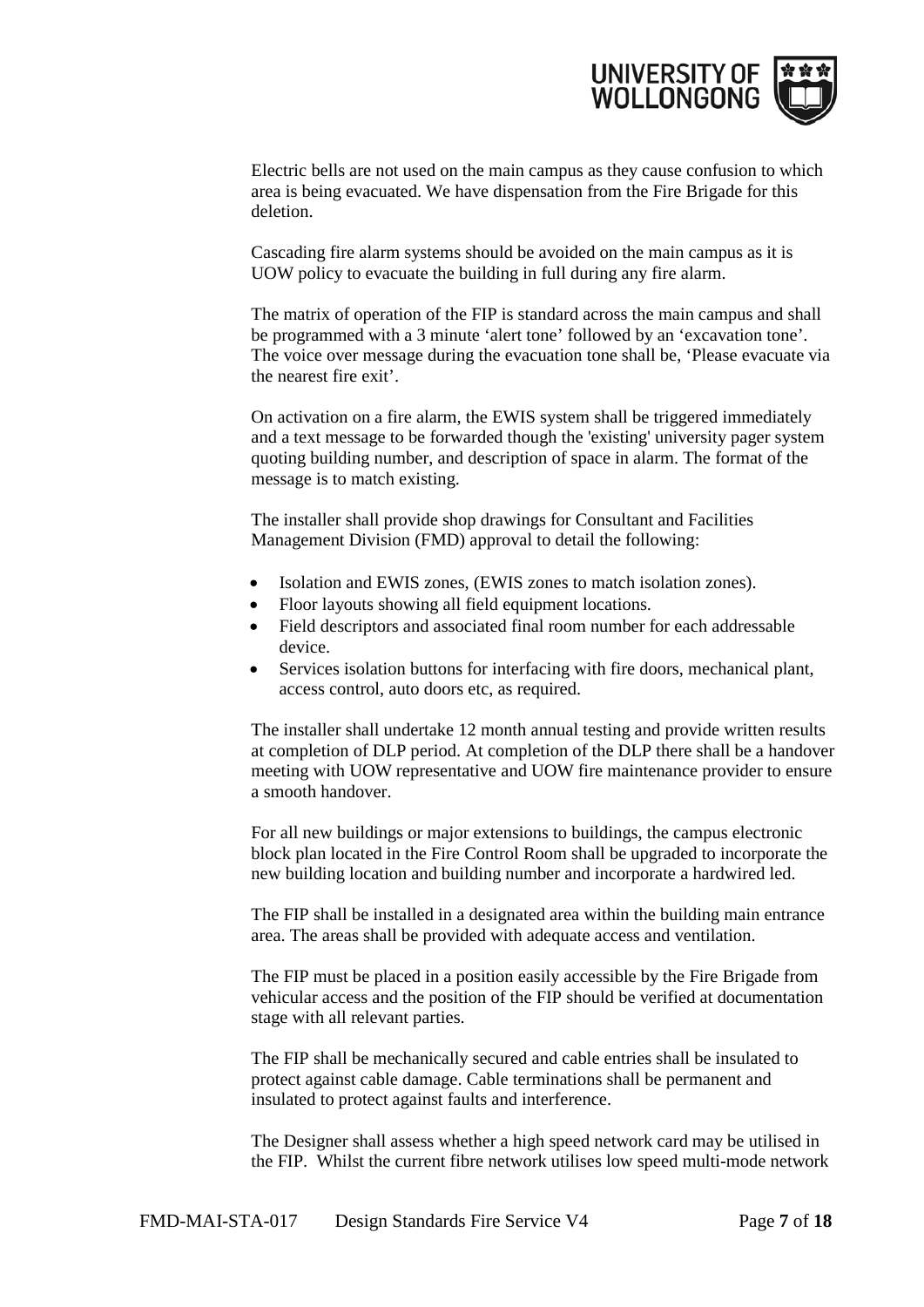Electric bells are not used on the main campus as they cause confusion to which area is being evacuated. We have dispensation from the Fire Brigade for this deletion.

Cascading fire alarm systems should be avoided on the main campus as it is UOW policy to evacuate the building in full during any fire alarm.

The matrix of operation of the FIP is standard across the main campus and shall be programmed with a 3 minute 'alert tone' followed by an 'excavation tone'. The voice over message during the evacuation tone shall be, 'Please evacuate via the nearest fire exit'.

On activation on a fire alarm, the EWIS system shall be triggered immediately and a text message to be forwarded though the 'existing' university pager system quoting building number, and description of space in alarm. The format of the message is to match existing.

The installer shall provide shop drawings for Consultant and Facilities Management Division (FMD) approval to detail the following:

- Isolation and EWIS zones, (EWIS zones to match isolation zones).
- Floor layouts showing all field equipment locations.
- Field descriptors and associated final room number for each addressable device.
- Services isolation buttons for interfacing with fire doors, mechanical plant, access control, auto doors etc, as required.

The installer shall undertake 12 month annual testing and provide written results at completion of DLP period. At completion of the DLP there shall be a handover meeting with UOW representative and UOW fire maintenance provider to ensure a smooth handover.

For all new buildings or major extensions to buildings, the campus electronic block plan located in the Fire Control Room shall be upgraded to incorporate the new building location and building number and incorporate a hardwired led.

The FIP shall be installed in a designated area within the building main entrance area. The areas shall be provided with adequate access and ventilation.

The FIP must be placed in a position easily accessible by the Fire Brigade from vehicular access and the position of the FIP should be verified at documentation stage with all relevant parties.

The FIP shall be mechanically secured and cable entries shall be insulated to protect against cable damage. Cable terminations shall be permanent and insulated to protect against faults and interference.

The Designer shall assess whether a high speed network card may be utilised in the FIP. Whilst the current fibre network utilises low speed multi-mode network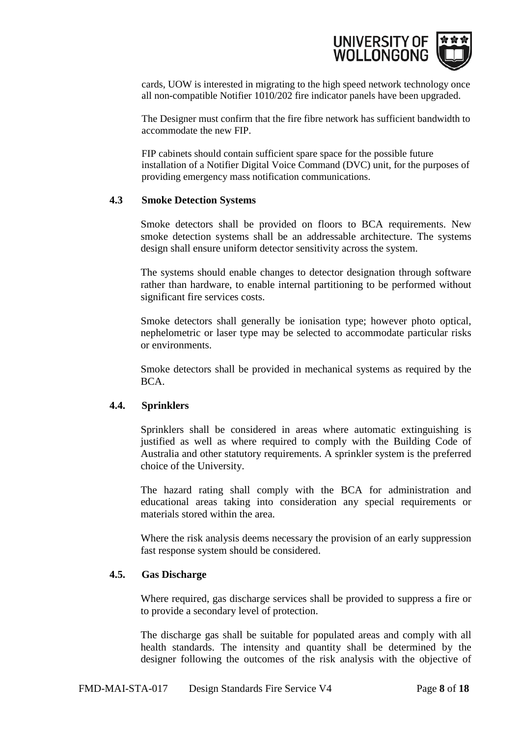cards, UOW is interested in migrating to the high speed network technology once all non-compatible Notifier 1010/202 fire indicator panels have been upgraded.

The Designer must confirm that the fire fibre network has sufficient bandwidth to accommodate the new FIP.

FIP cabinets should contain sufficient spare space for the possible future installation of a Notifier Digital Voice Command (DVC) unit, for the purposes of providing emergency mass notification communications.

### 4.3 Smoke Detection Systems

Smoke detectors shall be provided on floors to BCA requirements. New smoke detection systems shall be an addressable architecture. The systems design shall ensure uniform detector sensitivity across the system.

The systems should enable changes to detector designation through software rather than hardware, to enable internal partitioning to be performed without significant fire services costs.

Smoke detectors shall generally be ionisation type; however photo optical, nephelometric or laser type may be selected to accommodate particular risks or environments.

Smoke detectors shall be provided in mechanical systems as required by the BCA.

### 4.4. Sprinklers

Sprinklers shall be considered in areas where automatic extinguishing is justified as well as where required to comply with the Building Code of Australia and other statutory requirements. A sprinkler system is the preferred choice of the University.

The hazard rating shall comply with the BCA for administration and educational areas taking into consideration any special requirements or materials stored within the area.

Where the risk analysis deems necessary the provision of an early suppression fast response system should be considered.

### 4.5. Gas Discharge

Where required, gas discharge services shall be provided to suppress a fire or to provide a secondary level of protection.

The discharge gas shall be suitable for populated areas and comply with all health standards. The intensity and quantity shall be determined by the designer following the outcomes of the risk analysis with the objective of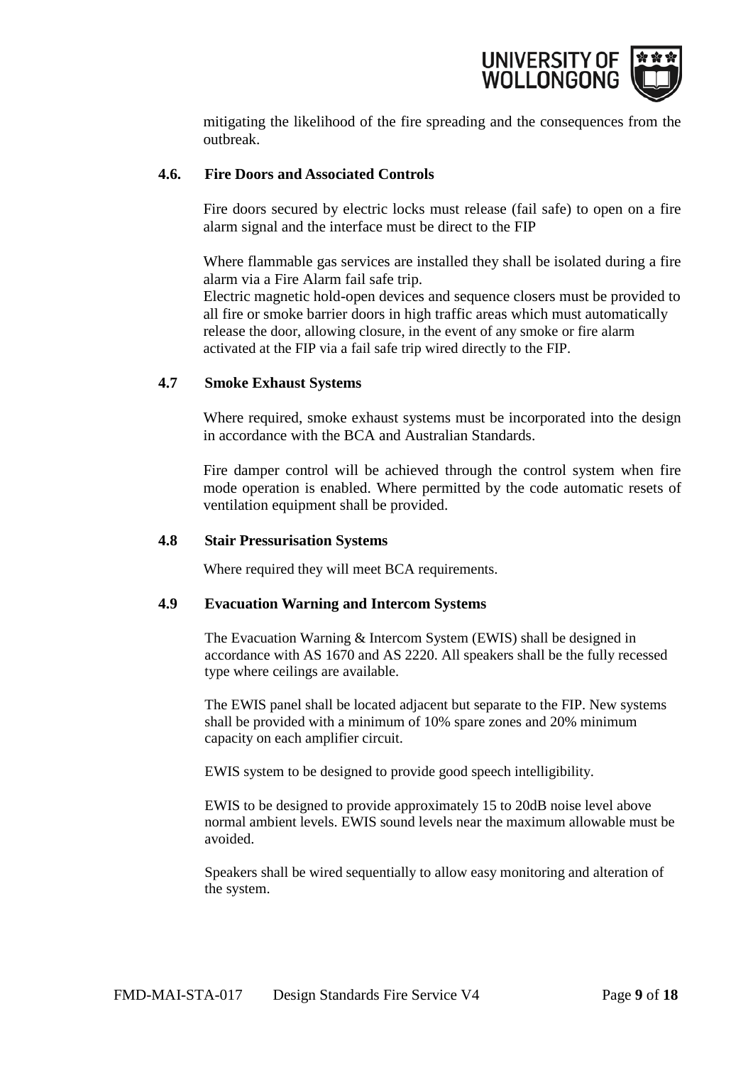mitigating the likelihood of the fire spreading and the consequences from the outbreak.

### 4.6. Fire Doors and Associated Controls

Fire doors secured by electric locks must release (fail safe) to open on a fire alarm signal and the interface must be direct to the FIP

Where flammable gas services are installed they shall be isolated during a fire alarm via a Fire Alarm fail safe trip.
Electric magnetic hold-open devices and sequence closers must be provided to all fire or smoke barrier doors in high traffic areas which must automatically release the door, allowing closure, in the event of any smoke or fire alarm activated at the FIP via a fail safe trip wired directly to the FIP.

### 4.7 Smoke Exhaust Systems

Where required, smoke exhaust systems must be incorporated into the design in accordance with the BCA and Australian Standards.

Fire damper control will be achieved through the control system when fire mode operation is enabled. Where permitted by the code automatic resets of ventilation equipment shall be provided.

### 4.8 Stair Pressurisation Systems

Where required they will meet BCA requirements.

### 4.9 Evacuation Warning and Intercom Systems

The Evacuation Warning & Intercom System (EWIS) shall be designed in accordance with AS 1670 and AS 2220. All speakers shall be the fully recessed type where ceilings are available.

The EWIS panel shall be located adjacent but separate to the FIP. New systems shall be provided with a minimum of 10% spare zones and 20% minimum capacity on each amplifier circuit.

EWIS system to be designed to provide good speech intelligibility.

EWIS to be designed to provide approximately 15 to 20dB noise level above normal ambient levels. EWIS sound levels near the maximum allowable must be avoided.

Speakers shall be wired sequentially to allow easy monitoring and alteration of the system.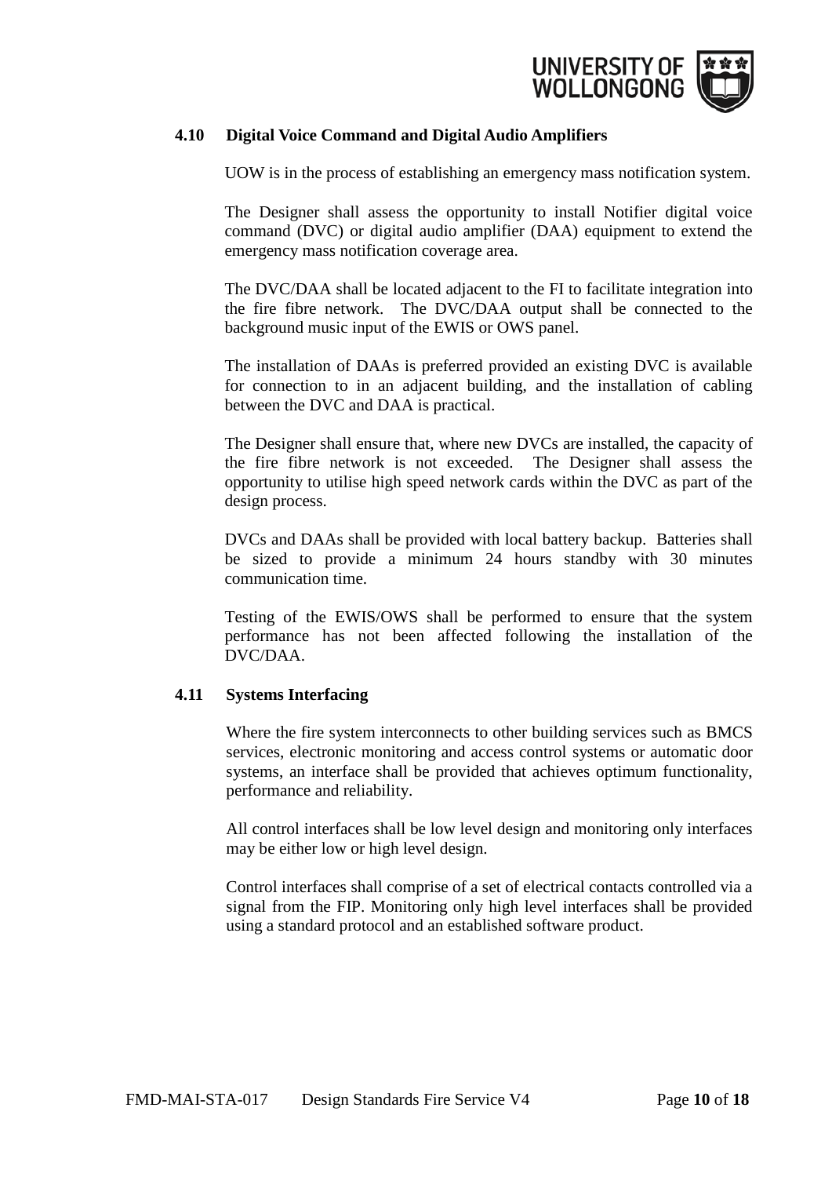### 4.10 Digital Voice Command and Digital Audio Amplifiers

UOW is in the process of establishing an emergency mass notification system.

The Designer shall assess the opportunity to install Notifier digital voice command (DVC) or digital audio amplifier (DAA) equipment to extend the emergency mass notification coverage area.

The DVC/DAA shall be located adjacent to the FI to facilitate integration into the fire fibre network. The DVC/DAA output shall be connected to the background music input of the EWIS or OWS panel.

The installation of DAAs is preferred provided an existing DVC is available for connection to in an adjacent building, and the installation of cabling between the DVC and DAA is practical.

The Designer shall ensure that, where new DVCs are installed, the capacity of the fire fibre network is not exceeded. The Designer shall assess the opportunity to utilise high speed network cards within the DVC as part of the design process.

DVCs and DAAs shall be provided with local battery backup. Batteries shall be sized to provide a minimum 24 hours standby with 30 minutes communication time.

Testing of the EWIS/OWS shall be performed to ensure that the system performance has not been affected following the installation of the DVC/DAA.

### 4.11 Systems Interfacing

Where the fire system interconnects to other building services such as BMCS services, electronic monitoring and access control systems or automatic door systems, an interface shall be provided that achieves optimum functionality, performance and reliability.

All control interfaces shall be low level design and monitoring only interfaces may be either low or high level design.

Control interfaces shall comprise of a set of electrical contacts controlled via a signal from the FIP. Monitoring only high level interfaces shall be provided using a standard protocol and an established software product.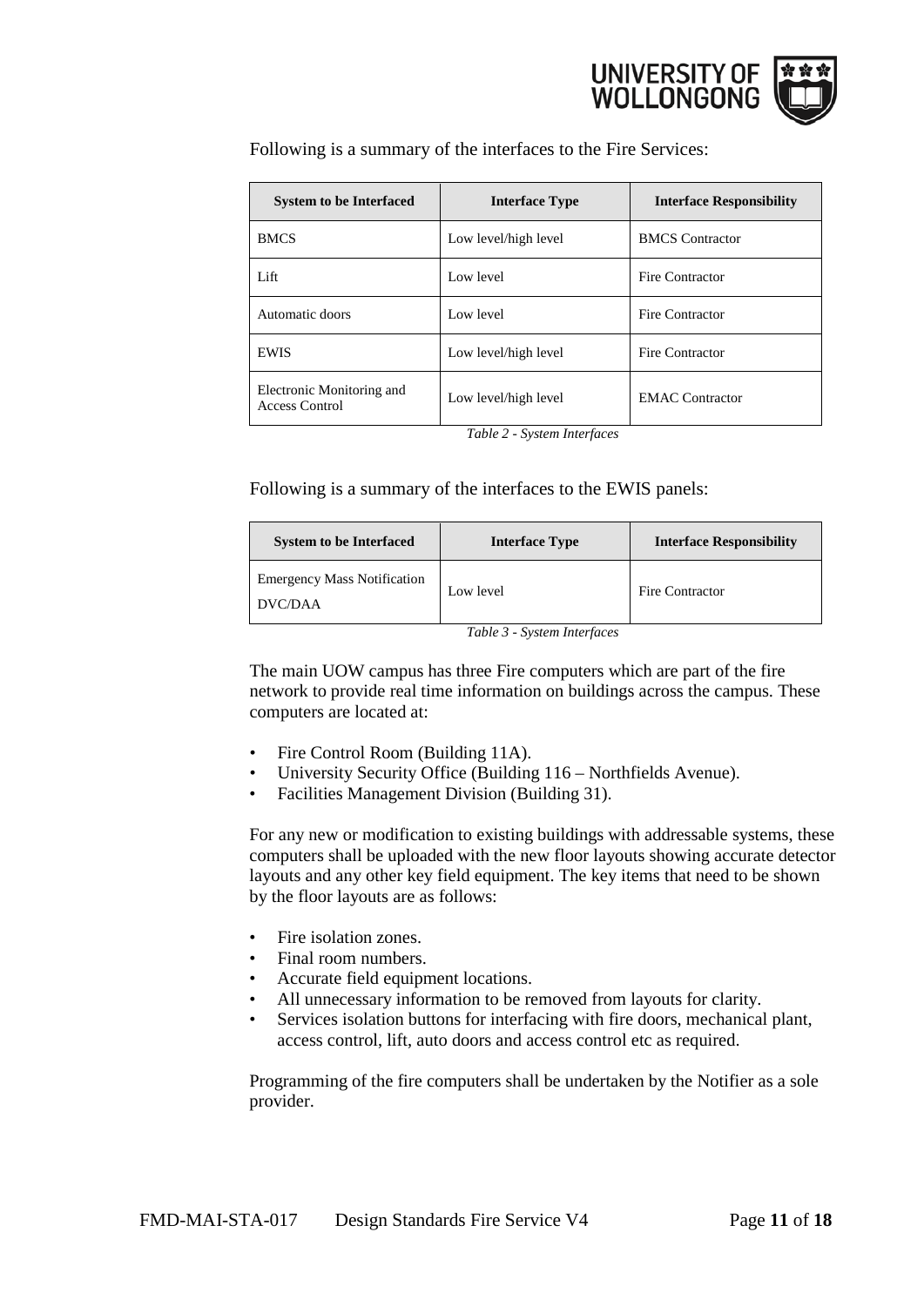Following is a summary of the interfaces to the Fire Services:

| System to be Interfaced | Interface Type | Interface Responsibility |
|---|---|---|
| BMCS | Low level/high level | BMCS Contractor |
| Lift | Low level | Fire Contractor |
| Automatic doors | Low level | Fire Contractor |
| EWIS | Low level/high level | Fire Contractor |
| Electronic Monitoring and Access Control | Low level/high level | EMAC Contractor |

*Table 2 - System Interfaces*

Following is a summary of the interfaces to the EWIS panels:

| System to be Interfaced | Interface Type | Interface Responsibility |
|---|---|---|
| Emergency Mass Notification DVC/DAA | Low level | Fire Contractor |

*Table 3 - System Interfaces*

The main UOW campus has three Fire computers which are part of the fire network to provide real time information on buildings across the campus. These computers are located at:

- Fire Control Room (Building 11A).
- University Security Office (Building 116 – Northfields Avenue).
- Facilities Management Division (Building 31).

For any new or modification to existing buildings with addressable systems, these computers shall be uploaded with the new floor layouts showing accurate detector layouts and any other key field equipment. The key items that need to be shown by the floor layouts are as follows:

- Fire isolation zones.
- Final room numbers.
- Accurate field equipment locations.
- All unnecessary information to be removed from layouts for clarity.
- Services isolation buttons for interfacing with fire doors, mechanical plant, access control, lift, auto doors and access control etc as required.

Programming of the fire computers shall be undertaken by the Notifier as a sole provider.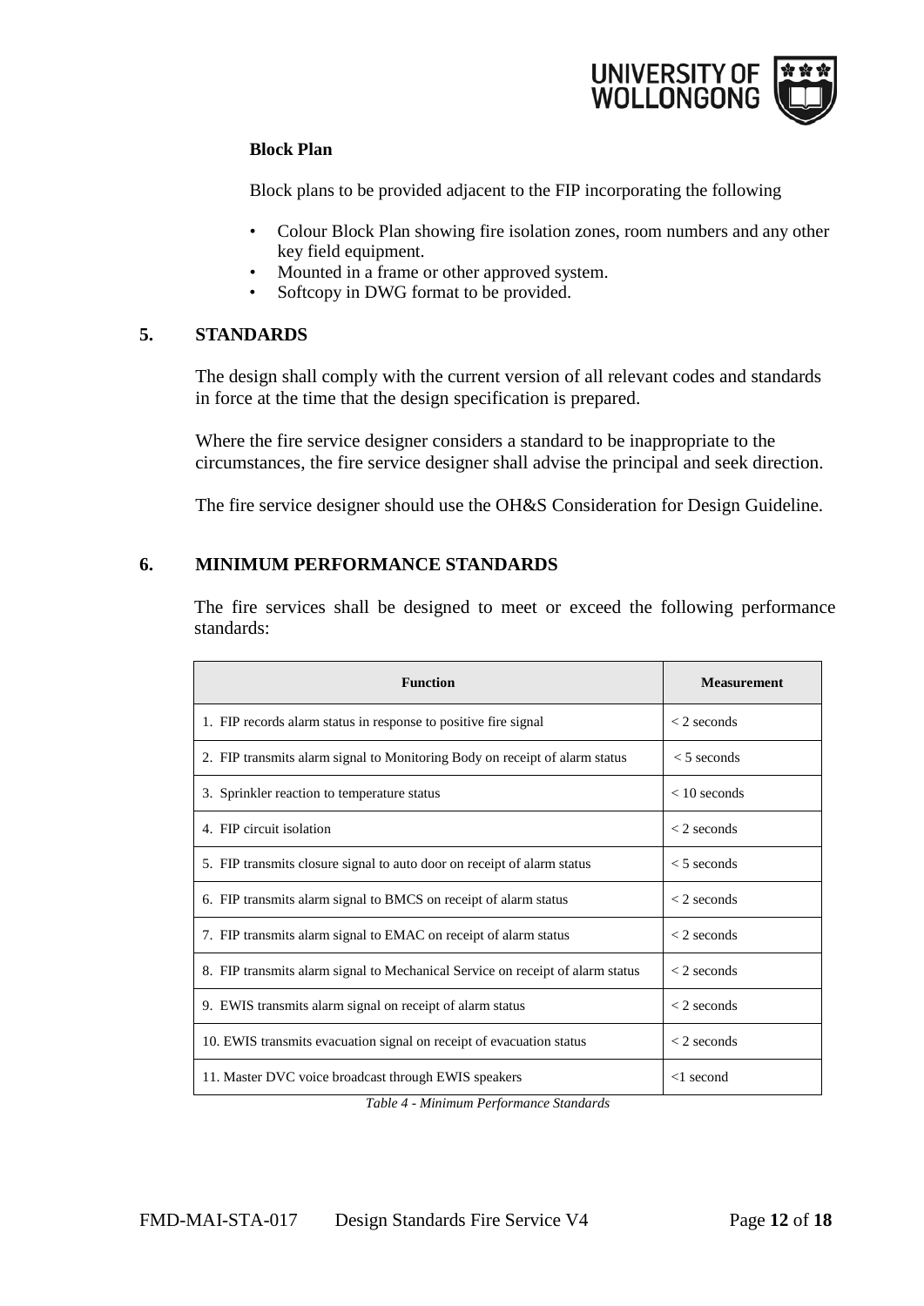**Block Plan**

Block plans to be provided adjacent to the FIP incorporating the following

- Colour Block Plan showing fire isolation zones, room numbers and any other key field equipment.
- Mounted in a frame or other approved system.
- Softcopy in DWG format to be provided.

## 5. STANDARDS

The design shall comply with the current version of all relevant codes and standards in force at the time that the design specification is prepared.

Where the fire service designer considers a standard to be inappropriate to the circumstances, the fire service designer shall advise the principal and seek direction.

The fire service designer should use the OH&S Consideration for Design Guideline.

## 6. MINIMUM PERFORMANCE STANDARDS

The fire services shall be designed to meet or exceed the following performance standards:

| Function | Measurement |
|---|---|
| 1. FIP records alarm status in response to positive fire signal | < 2 seconds |
| 2. FIP transmits alarm signal to Monitoring Body on receipt of alarm status | < 5 seconds |
| 3. Sprinkler reaction to temperature status | < 10 seconds |
| 4. FIP circuit isolation | < 2 seconds |
| 5. FIP transmits closure signal to auto door on receipt of alarm status | < 5 seconds |
| 6. FIP transmits alarm signal to BMCS on receipt of alarm status | < 2 seconds |
| 7. FIP transmits alarm signal to EMAC on receipt of alarm status | < 2 seconds |
| 8. FIP transmits alarm signal to Mechanical Service on receipt of alarm status | < 2 seconds |
| 9. EWIS transmits alarm signal on receipt of alarm status | < 2 seconds |
| 10. EWIS transmits evacuation signal on receipt of evacuation status | < 2 seconds |
| 11. Master DVC voice broadcast through EWIS speakers | <1 second |

*Table 4 - Minimum Performance Standards*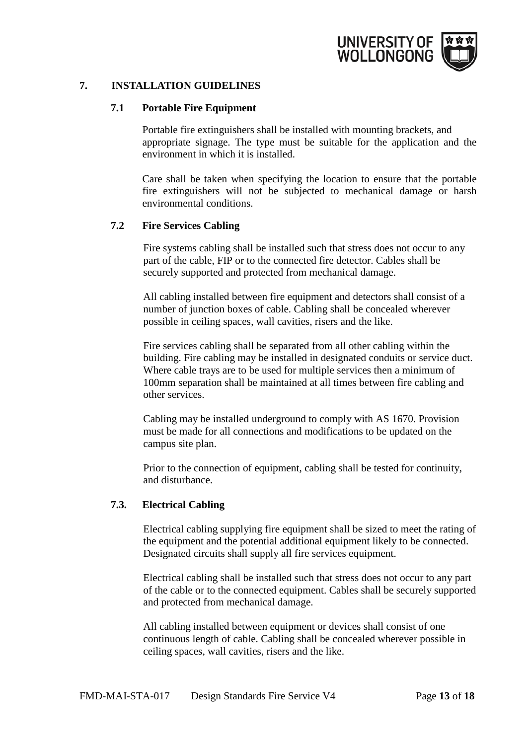## 7. INSTALLATION GUIDELINES

### 7.1 Portable Fire Equipment

Portable fire extinguishers shall be installed with mounting brackets, and appropriate signage. The type must be suitable for the application and the environment in which it is installed.

Care shall be taken when specifying the location to ensure that the portable fire extinguishers will not be subjected to mechanical damage or harsh environmental conditions.

### 7.2 Fire Services Cabling

Fire systems cabling shall be installed such that stress does not occur to any part of the cable, FIP or to the connected fire detector. Cables shall be securely supported and protected from mechanical damage.

All cabling installed between fire equipment and detectors shall consist of a number of junction boxes of cable. Cabling shall be concealed wherever possible in ceiling spaces, wall cavities, risers and the like.

Fire services cabling shall be separated from all other cabling within the building. Fire cabling may be installed in designated conduits or service duct. Where cable trays are to be used for multiple services then a minimum of 100mm separation shall be maintained at all times between fire cabling and other services.

Cabling may be installed underground to comply with AS 1670. Provision must be made for all connections and modifications to be updated on the campus site plan.

Prior to the connection of equipment, cabling shall be tested for continuity, and disturbance.

### 7.3. Electrical Cabling

Electrical cabling supplying fire equipment shall be sized to meet the rating of the equipment and the potential additional equipment likely to be connected. Designated circuits shall supply all fire services equipment.

Electrical cabling shall be installed such that stress does not occur to any part of the cable or to the connected equipment. Cables shall be securely supported and protected from mechanical damage.

All cabling installed between equipment or devices shall consist of one continuous length of cable. Cabling shall be concealed wherever possible in ceiling spaces, wall cavities, risers and the like.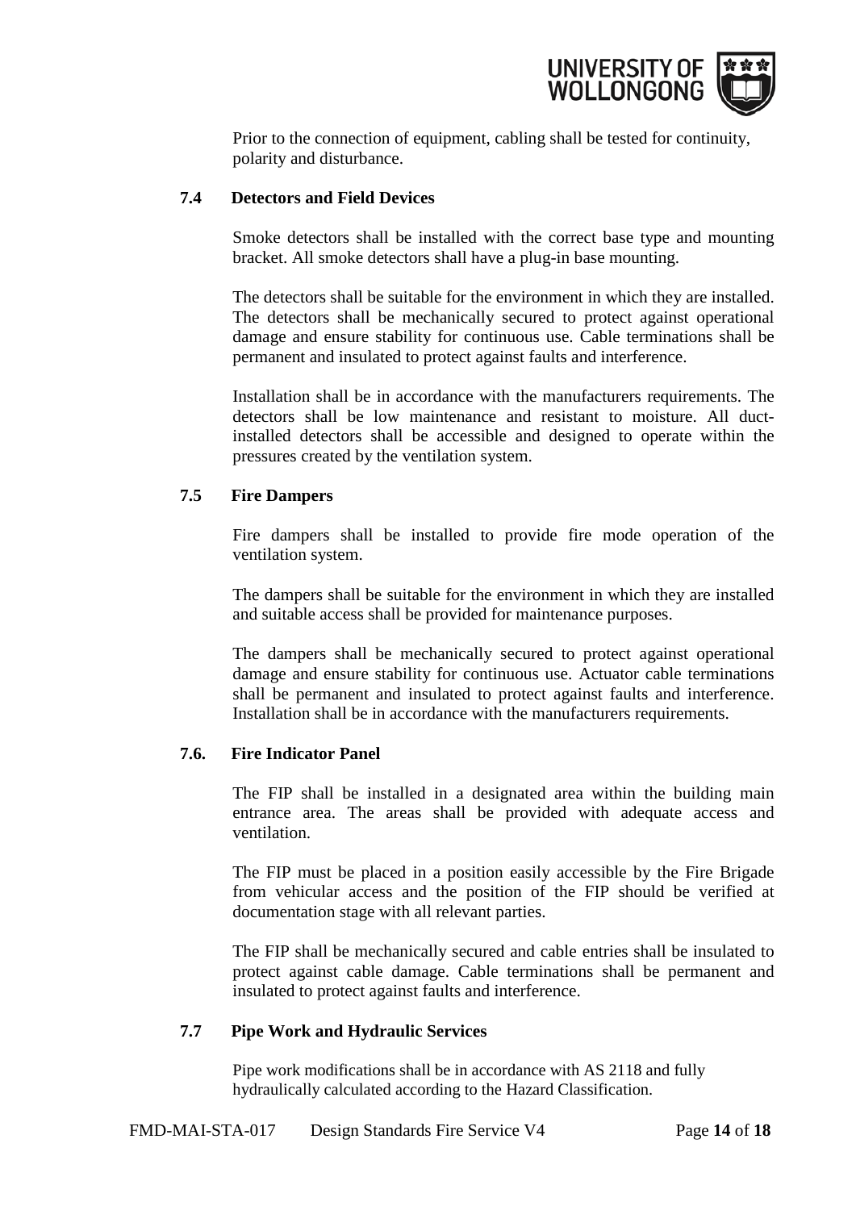Prior to the connection of equipment, cabling shall be tested for continuity, polarity and disturbance.

### 7.4 Detectors and Field Devices

Smoke detectors shall be installed with the correct base type and mounting bracket. All smoke detectors shall have a plug-in base mounting.

The detectors shall be suitable for the environment in which they are installed. The detectors shall be mechanically secured to protect against operational damage and ensure stability for continuous use. Cable terminations shall be permanent and insulated to protect against faults and interference.

Installation shall be in accordance with the manufacturers requirements. The detectors shall be low maintenance and resistant to moisture. All duct-installed detectors shall be accessible and designed to operate within the pressures created by the ventilation system.

### 7.5 Fire Dampers

Fire dampers shall be installed to provide fire mode operation of the ventilation system.

The dampers shall be suitable for the environment in which they are installed and suitable access shall be provided for maintenance purposes.

The dampers shall be mechanically secured to protect against operational damage and ensure stability for continuous use. Actuator cable terminations shall be permanent and insulated to protect against faults and interference. Installation shall be in accordance with the manufacturers requirements.

### 7.6. Fire Indicator Panel

The FIP shall be installed in a designated area within the building main entrance area. The areas shall be provided with adequate access and ventilation.

The FIP must be placed in a position easily accessible by the Fire Brigade from vehicular access and the position of the FIP should be verified at documentation stage with all relevant parties.

The FIP shall be mechanically secured and cable entries shall be insulated to protect against cable damage. Cable terminations shall be permanent and insulated to protect against faults and interference.

### 7.7 Pipe Work and Hydraulic Services

Pipe work modifications shall be in accordance with AS 2118 and fully hydraulically calculated according to the Hazard Classification.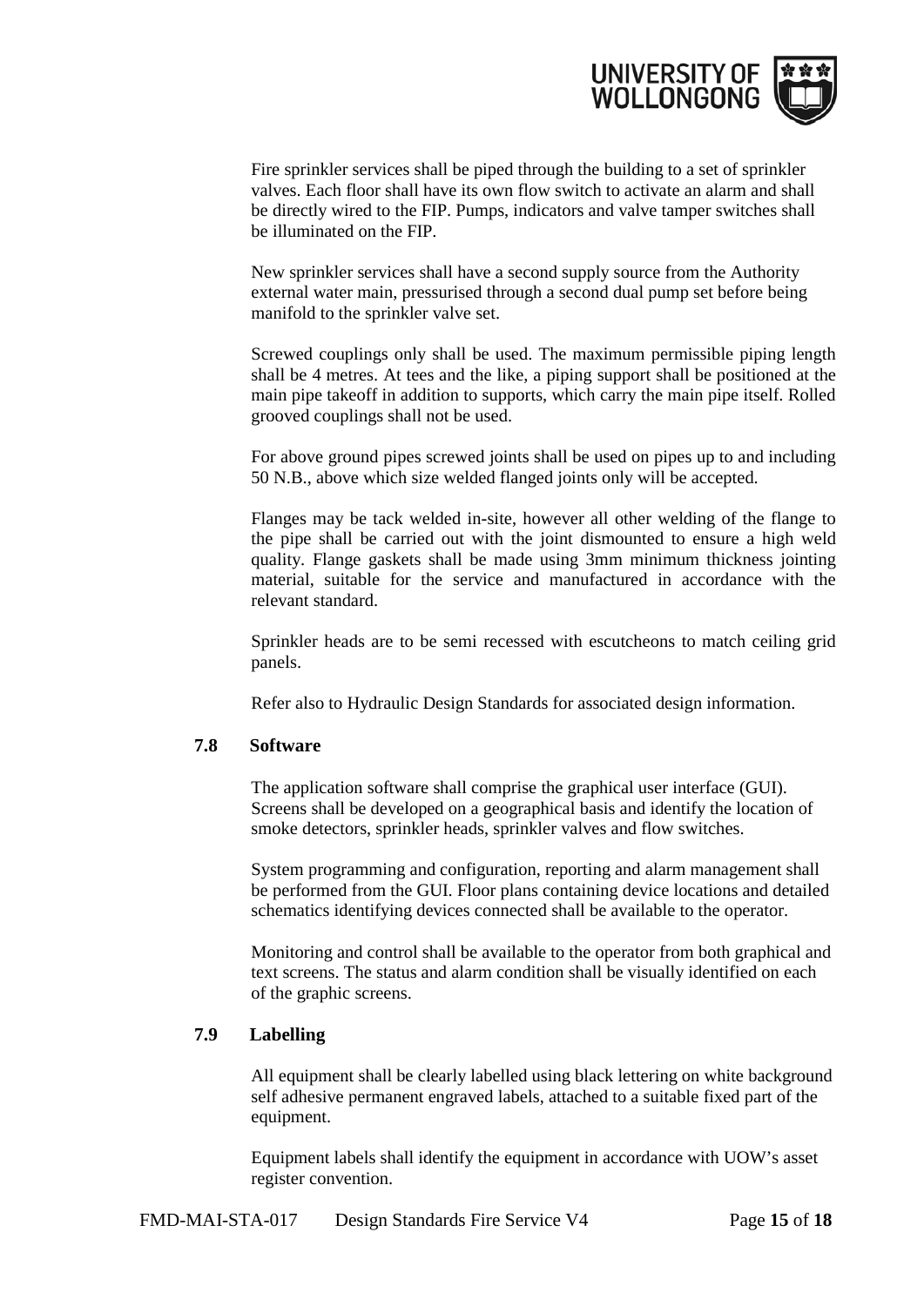Fire sprinkler services shall be piped through the building to a set of sprinkler valves. Each floor shall have its own flow switch to activate an alarm and shall be directly wired to the FIP. Pumps, indicators and valve tamper switches shall be illuminated on the FIP.

New sprinkler services shall have a second supply source from the Authority external water main, pressurised through a second dual pump set before being manifold to the sprinkler valve set.

Screwed couplings only shall be used. The maximum permissible piping length shall be 4 metres. At tees and the like, a piping support shall be positioned at the main pipe takeoff in addition to supports, which carry the main pipe itself. Rolled grooved couplings shall not be used.

For above ground pipes screwed joints shall be used on pipes up to and including 50 N.B., above which size welded flanged joints only will be accepted.

Flanges may be tack welded in-site, however all other welding of the flange to the pipe shall be carried out with the joint dismounted to ensure a high weld quality. Flange gaskets shall be made using 3mm minimum thickness jointing material, suitable for the service and manufactured in accordance with the relevant standard.

Sprinkler heads are to be semi recessed with escutcheons to match ceiling grid panels.

Refer also to Hydraulic Design Standards for associated design information.

### 7.8 Software

The application software shall comprise the graphical user interface (GUI). Screens shall be developed on a geographical basis and identify the location of smoke detectors, sprinkler heads, sprinkler valves and flow switches.

System programming and configuration, reporting and alarm management shall be performed from the GUI. Floor plans containing device locations and detailed schematics identifying devices connected shall be available to the operator.

Monitoring and control shall be available to the operator from both graphical and text screens. The status and alarm condition shall be visually identified on each of the graphic screens.

### 7.9 Labelling

All equipment shall be clearly labelled using black lettering on white background self adhesive permanent engraved labels, attached to a suitable fixed part of the equipment.

Equipment labels shall identify the equipment in accordance with UOW's asset register convention.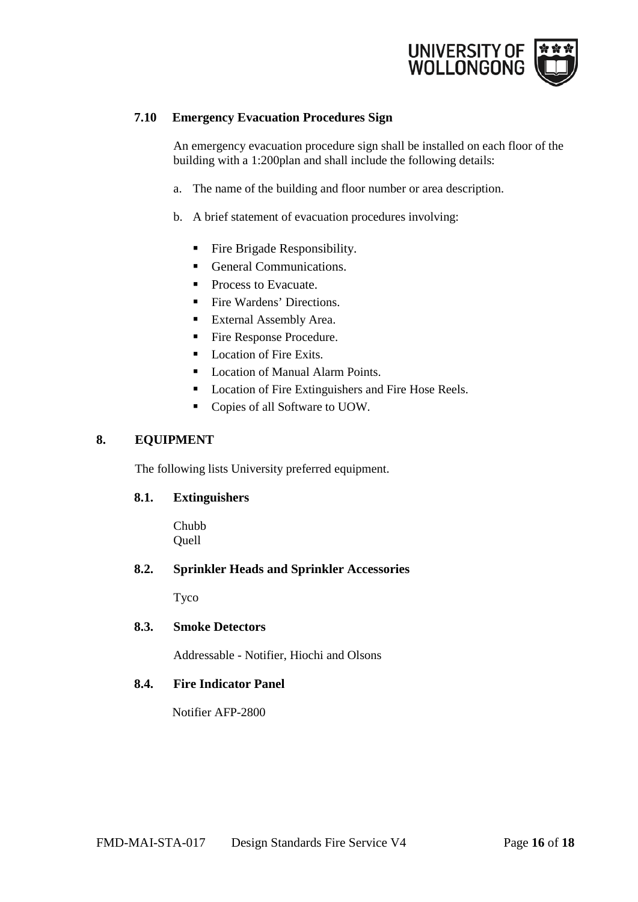### 7.10 Emergency Evacuation Procedures Sign

An emergency evacuation procedure sign shall be installed on each floor of the building with a 1:200plan and shall include the following details:

a. The name of the building and floor number or area description.

b. A brief statement of evacuation procedures involving:

- Fire Brigade Responsibility.
- General Communications.
- Process to Evacuate.
- Fire Wardens' Directions.
- External Assembly Area.
- Fire Response Procedure.
- Location of Fire Exits.
- Location of Manual Alarm Points.
- Location of Fire Extinguishers and Fire Hose Reels.
- Copies of all Software to UOW.

## 8. EQUIPMENT

The following lists University preferred equipment.

### 8.1. Extinguishers

Chubb
Quell

### 8.2. Sprinkler Heads and Sprinkler Accessories

Tyco

### 8.3. Smoke Detectors

Addressable - Notifier, Hiochi and Olsons

### 8.4. Fire Indicator Panel

Notifier AFP-2800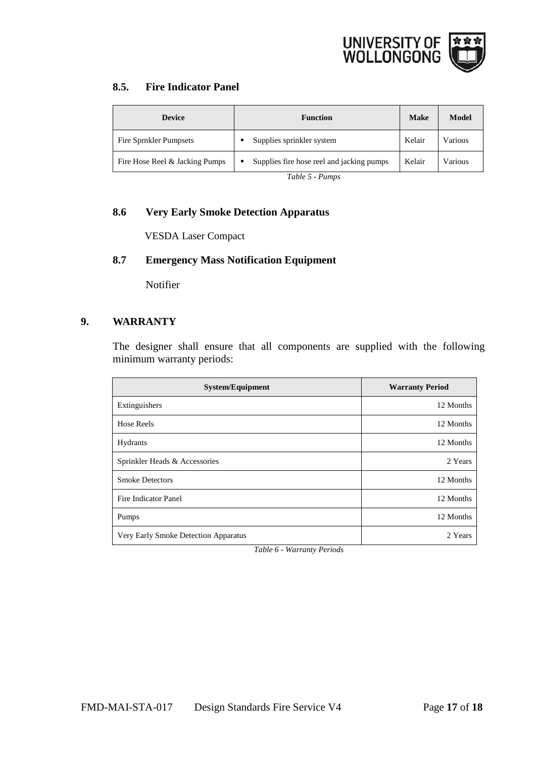### 8.5. Fire Indicator Panel

| Device | Function | Make | Model |
|---|---|---|---|
| Fire Sprnkler Pumpsets | ▪ Supplies sprinkler system | Kelair | Various |
| Fire Hose Reel & Jacking Pumps | ▪ Supplies fire hose reel and jacking pumps | Kelair | Various |

*Table 5 - Pumps*

### 8.6 Very Early Smoke Detection Apparatus

VESDA Laser Compact

### 8.7 Emergency Mass Notification Equipment

Notifier

## 9. WARRANTY

The designer shall ensure that all components are supplied with the following minimum warranty periods:

| System/Equipment | Warranty Period |
|---|---|
| Extinguishers | 12 Months |
| Hose Reels | 12 Months |
| Hydrants | 12 Months |
| Sprinkler Heads & Accessories | 2 Years |
| Smoke Detectors | 12 Months |
| Fire Indicator Panel | 12 Months |
| Pumps | 12 Months |
| Very Early Smoke Detection Apparatus | 2 Years |

*Table 6 - Warranty Periods*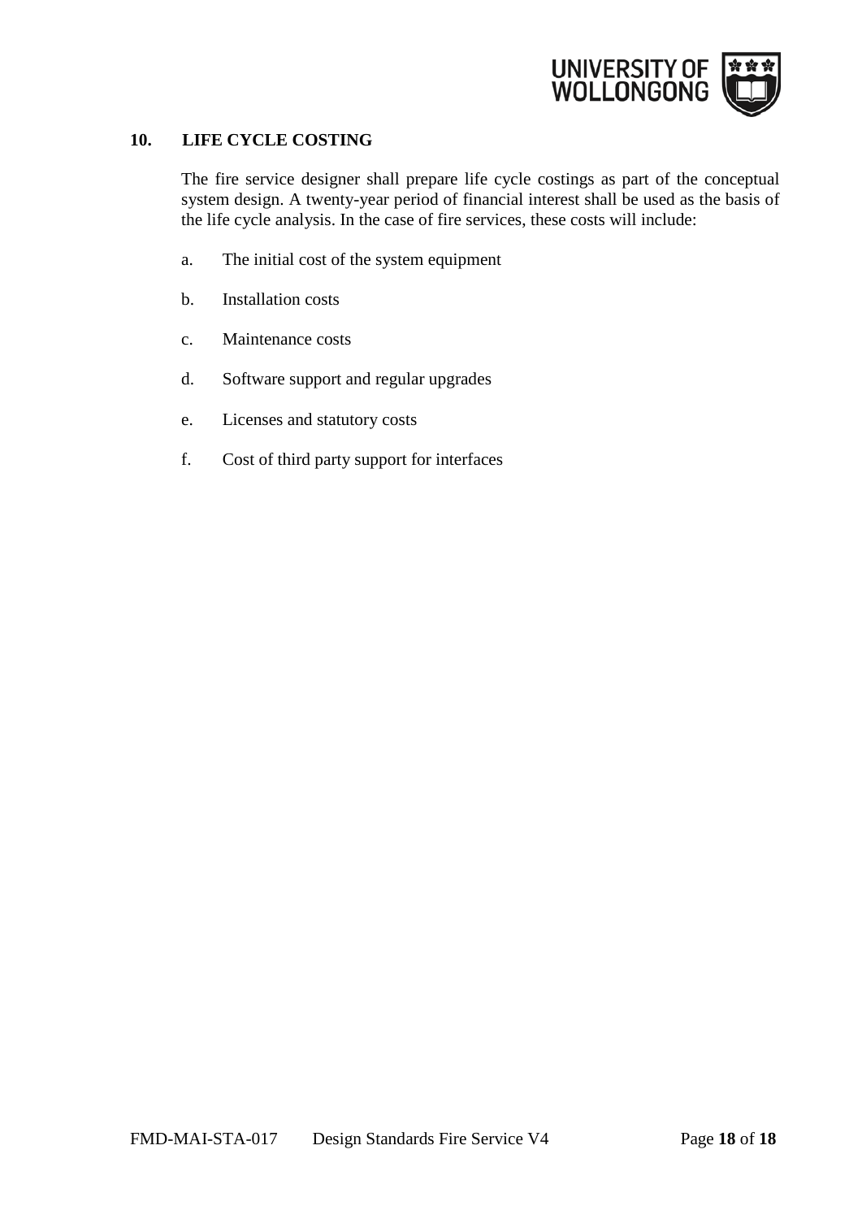## 10. LIFE CYCLE COSTING

The fire service designer shall prepare life cycle costings as part of the conceptual system design. A twenty-year period of financial interest shall be used as the basis of the life cycle analysis. In the case of fire services, these costs will include:

a. The initial cost of the system equipment

b. Installation costs

c. Maintenance costs

d. Software support and regular upgrades

e. Licenses and statutory costs

f. Cost of third party support for interfaces